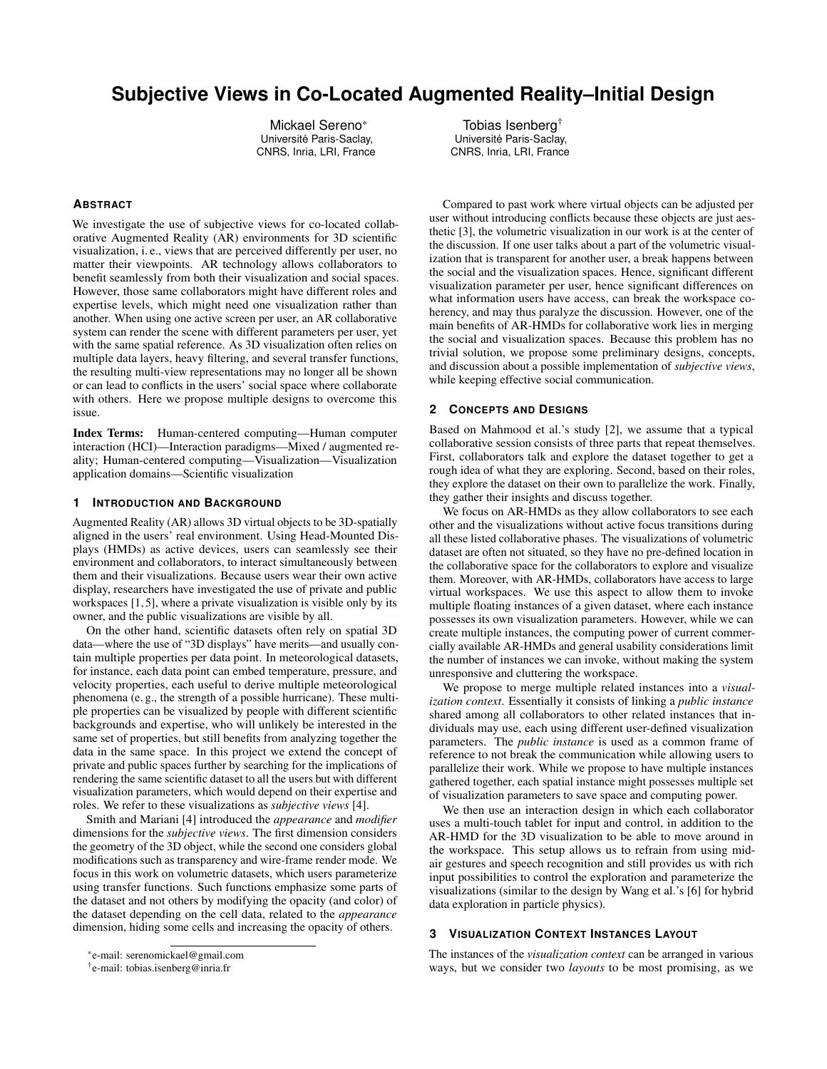# Subjective Views in Co-Located Augmented Reality–Initial Design

Mickael Sereno*
Université Paris-Saclay, CNRS, Inria, LRI, France

Tobias Isenberg†
Université Paris-Saclay, CNRS, Inria, LRI, France

## Abstract

We investigate the use of subjective views for co-located collaborative Augmented Reality (AR) environments for 3D scientific visualization, i. e., views that are perceived differently per user, no matter their viewpoints. AR technology allows collaborators to benefit seamlessly from both their visualization and social spaces. However, those same collaborators might have different roles and expertise levels, which might need one visualization rather than another. When using one active screen per user, an AR collaborative system can render the scene with different parameters per user, yet with the same spatial reference. As 3D visualization often relies on multiple data layers, heavy filtering, and several transfer functions, the resulting multi-view representations may no longer all be shown or can lead to conflicts in the users' social space where collaborate with others. Here we propose multiple designs to overcome this issue.

**Index Terms:** Human-centered computing—Human computer interaction (HCI)—Interaction paradigms—Mixed / augmented reality; Human-centered computing—Visualization—Visualization application domains—Scientific visualization

## 1 Introduction and Background

Augmented Reality (AR) allows 3D virtual objects to be 3D-spatially aligned in the users' real environment. Using Head-Mounted Displays (HMDs) as active devices, users can seamlessly see their environment and collaborators, to interact simultaneously between them and their visualizations. Because users wear their own active display, researchers have investigated the use of private and public workspaces [1, 5], where a private visualization is visible only by its owner, and the public visualizations are visible by all.

On the other hand, scientific datasets often rely on spatial 3D data—where the use of "3D displays" have merits—and usually contain multiple properties per data point. In meteorological datasets, for instance, each data point can embed temperature, pressure, and velocity properties, each useful to derive multiple meteorological phenomena (e. g., the strength of a possible hurricane). These multiple properties can be visualized by people with different scientific backgrounds and expertise, who will unlikely be interested in the same set of properties, but still benefits from analyzing together the data in the same space. In this project we extend the concept of private and public spaces further by searching for the implications of rendering the same scientific dataset to all the users but with different visualization parameters, which would depend on their expertise and roles. We refer to these visualizations as *subjective views* [4].

Smith and Mariani [4] introduced the *appearance* and *modifier* dimensions for the *subjective views*. The first dimension considers the geometry of the 3D object, while the second one considers global modifications such as transparency and wire-frame render mode. We focus in this work on volumetric datasets, which users parameterize using transfer functions. Such functions emphasize some parts of the dataset and not others by modifying the opacity (and color) of the dataset depending on the cell data, related to the *appearance* dimension, hiding some cells and increasing the opacity of others.

Compared to past work where virtual objects can be adjusted per user without introducing conflicts because these objects are just aesthetic [3], the volumetric visualization in our work is at the center of the discussion. If one user talks about a part of the volumetric visualization that is transparent for another user, a break happens between the social and the visualization spaces. Hence, significant different visualization parameter per user, hence significant differences on what information users have access, can break the workspace coherency, and may thus paralyze the discussion. However, one of the main benefits of AR-HMDs for collaborative work lies in merging the social and visualization spaces. Because this problem has no trivial solution, we propose some preliminary designs, concepts, and discussion about a possible implementation of *subjective views*, while keeping effective social communication.

## 2 Concepts and Designs

Based on Mahmood et al.'s study [2], we assume that a typical collaborative session consists of three parts that repeat themselves. First, collaborators talk and explore the dataset together to get a rough idea of what they are exploring. Second, based on their roles, they explore the dataset on their own to parallelize the work. Finally, they gather their insights and discuss together.

We focus on AR-HMDs as they allow collaborators to see each other and the visualizations without active focus transitions during all these listed collaborative phases. The visualizations of volumetric dataset are often not situated, so they have no pre-defined location in the collaborative space for the collaborators to explore and visualize them. Moreover, with AR-HMDs, collaborators have access to large virtual workspaces. We use this aspect to allow them to invoke multiple floating instances of a given dataset, where each instance possesses its own visualization parameters. However, while we can create multiple instances, the computing power of current commercially available AR-HMDs and general usability considerations limit the number of instances we can invoke, without making the system unresponsive and cluttering the workspace.

We propose to merge multiple related instances into a *visualization context*. Essentially it consists of linking a *public instance* shared among all collaborators to other related instances that individuals may use, each using different user-defined visualization parameters. The *public instance* is used as a common frame of reference to not break the communication while allowing users to parallelize their work. While we propose to have multiple instances gathered together, each spatial instance might possesses multiple set of visualization parameters to save space and computing power.

We then use an interaction design in which each collaborator uses a multi-touch tablet for input and control, in addition to the AR-HMD for the 3D visualization to be able to move around in the workspace. This setup allows us to refrain from using mid-air gestures and speech recognition and still provides us with rich input possibilities to control the exploration and parameterize the visualizations (similar to the design by Wang et al.'s [6] for hybrid data exploration in particle physics).

## 3 Visualization Context Instances Layout

The instances of the *visualization context* can be arranged in various ways, but we consider two *layouts* to be most promising, as we

*e-mail: serenomickael@gmail.com

†e-mail: tobias.isenberg@inria.fr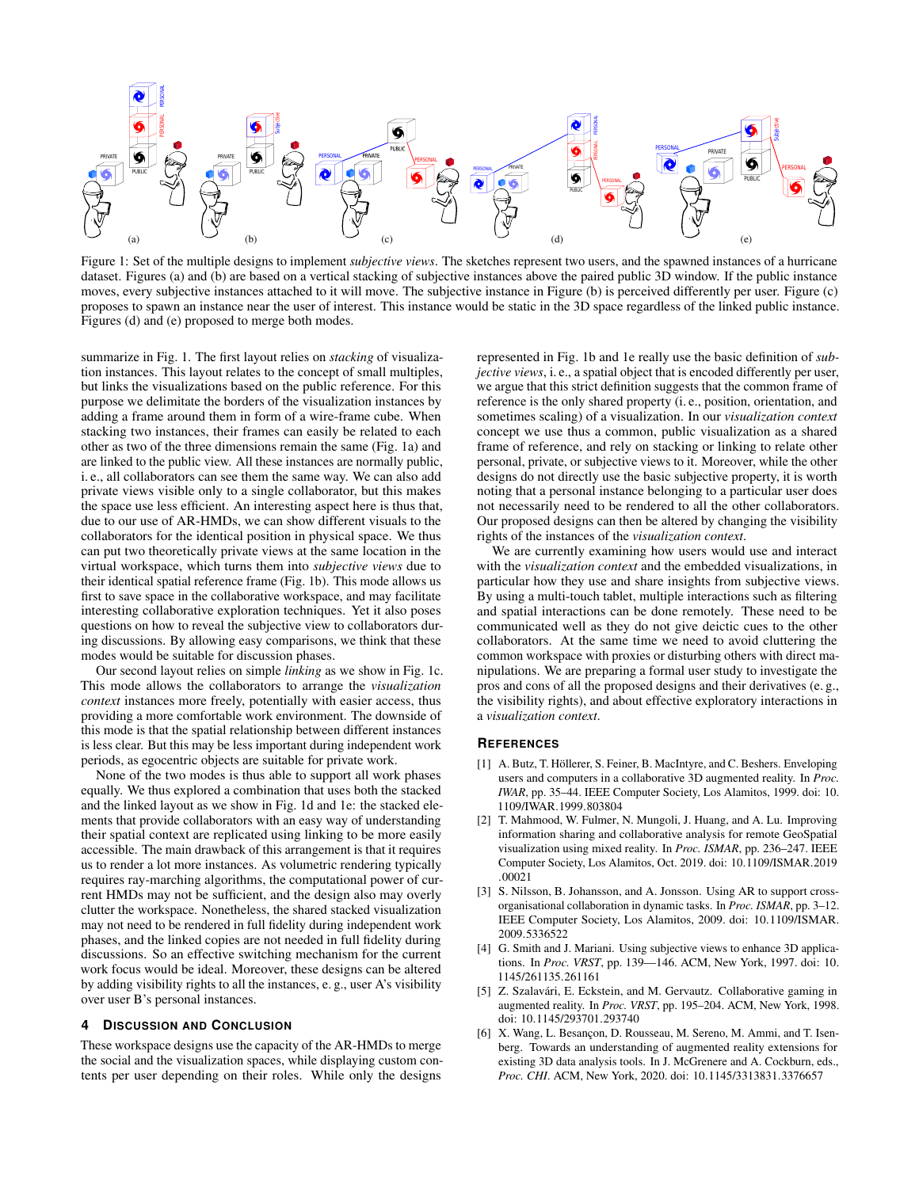PRIVATE

PUBLIC

PERSONAL

PERSONAL

(a)

PRIVATE

PUBLIC

Subjective

(b)

PERSONAL

PRIVATE

PUBLIC

PERSONAL

(c)

PERSONAL

PRIVATE

PERSONAL

PERSONAL

PUBLIC

PERSONAL

(d)

PERSONAL

PRIVATE

PUBLIC

Subjective

PERSONAL

(e)

Figure 1: Set of the multiple designs to implement *subjective views*. The sketches represent two users, and the spawned instances of a hurricane dataset. Figures (a) and (b) are based on a vertical stacking of subjective instances above the paired public 3D window. If the public instance moves, every subjective instances attached to it will move. The subjective instance in Figure (b) is perceived differently per user. Figure (c) proposes to spawn an instance near the user of interest. This instance would be static in the 3D space regardless of the linked public instance. Figures (d) and (e) proposed to merge both modes.

summarize in Fig. 1. The first layout relies on *stacking* of visualization instances. This layout relates to the concept of small multiples, but links the visualizations based on the public reference. For this purpose we delimitate the borders of the visualization instances by adding a frame around them in form of a wire-frame cube. When stacking two instances, their frames can easily be related to each other as two of the three dimensions remain the same (Fig. 1a) and are linked to the public view. All these instances are normally public, i. e., all collaborators can see them the same way. We can also add private views visible only to a single collaborator, but this makes the space use less efficient. An interesting aspect here is thus that, due to our use of AR-HMDs, we can show different visuals to the collaborators for the identical position in physical space. We thus can put two theoretically private views at the same location in the virtual workspace, which turns them into *subjective views* due to their identical spatial reference frame (Fig. 1b). This mode allows us first to save space in the collaborative workspace, and may facilitate interesting collaborative exploration techniques. Yet it also poses questions on how to reveal the subjective view to collaborators during discussions. By allowing easy comparisons, we think that these modes would be suitable for discussion phases.

Our second layout relies on simple *linking* as we show in Fig. 1c. This mode allows the collaborators to arrange the *visualization context* instances more freely, potentially with easier access, thus providing a more comfortable work environment. The downside of this mode is that the spatial relationship between different instances is less clear. But this may be less important during independent work periods, as egocentric objects are suitable for private work.

None of the two modes is thus able to support all work phases equally. We thus explored a combination that uses both the stacked and the linked layout as we show in Fig. 1d and 1e: the stacked elements that provide collaborators with an easy way of understanding their spatial context are replicated using linking to be more easily accessible. The main drawback of this arrangement is that it requires us to render a lot more instances. As volumetric rendering typically requires ray-marching algorithms, the computational power of current HMDs may not be sufficient, and the design also may overly clutter the workspace. Nonetheless, the shared stacked visualization may not need to be rendered in full fidelity during independent work phases, and the linked copies are not needed in full fidelity during discussions. So an effective switching mechanism for the current work focus would be ideal. Moreover, these designs can be altered by adding visibility rights to all the instances, e. g., user A's visibility over user B's personal instances.

## 4 Discussion and Conclusion

These workspace designs use the capacity of the AR-HMDs to merge the social and the visualization spaces, while displaying custom contents per user depending on their roles. While only the designs represented in Fig. 1b and 1e really use the basic definition of *subjective views*, i. e., a spatial object that is encoded differently per user, we argue that this strict definition suggests that the common frame of reference is the only shared property (i. e., position, orientation, and sometimes scaling) of a visualization. In our *visualization context* concept we use thus a common, public visualization as a shared frame of reference, and rely on stacking or linking to relate other personal, private, or subjective views to it. Moreover, while the other designs do not directly use the basic subjective property, it is worth noting that a personal instance belonging to a particular user does not necessarily need to be rendered to all the other collaborators. Our proposed designs can then be altered by changing the visibility rights of the instances of the *visualization context*.

We are currently examining how users would use and interact with the *visualization context* and the embedded visualizations, in particular how they use and share insights from subjective views. By using a multi-touch tablet, multiple interactions such as filtering and spatial interactions can be done remotely. These need to be communicated well as they do not give deictic cues to the other collaborators. At the same time we need to avoid cluttering the common workspace with proxies or disturbing others with direct manipulations. We are preparing a formal user study to investigate the pros and cons of all the proposed designs and their derivatives (e. g., the visibility rights), and about effective exploratory interactions in a *visualization context*.

## References

[1] A. Butz, T. Höllerer, S. Feiner, B. MacIntyre, and C. Beshers. Enveloping users and computers in a collaborative 3D augmented reality. In *Proc. IWAR*, pp. 35–44. IEEE Computer Society, Los Alamitos, 1999. doi: 10.1109/IWAR.1999.803804

[2] T. Mahmood, W. Fulmer, N. Mungoli, J. Huang, and A. Lu. Improving information sharing and collaborative analysis for remote GeoSpatial visualization using mixed reality. In *Proc. ISMAR*, pp. 236–247. IEEE Computer Society, Los Alamitos, Oct. 2019. doi: 10.1109/ISMAR.2019.00021

[3] S. Nilsson, B. Johansson, and A. Jonsson. Using AR to support cross-organisational collaboration in dynamic tasks. In *Proc. ISMAR*, pp. 3–12. IEEE Computer Society, Los Alamitos, 2009. doi: 10.1109/ISMAR.2009.5336522

[4] G. Smith and J. Mariani. Using subjective views to enhance 3D applications. In *Proc. VRST*, pp. 139—146. ACM, New York, 1997. doi: 10.1145/261135.261161

[5] Z. Szalavári, E. Eckstein, and M. Gervautz. Collaborative gaming in augmented reality. In *Proc. VRST*, pp. 195–204. ACM, New York, 1998. doi: 10.1145/293701.293740

[6] X. Wang, L. Besançon, D. Rousseau, M. Sereno, M. Ammi, and T. Isenberg. Towards an understanding of augmented reality extensions for existing 3D data analysis tools. In J. McGrenere and A. Cockburn, eds., *Proc. CHI*. ACM, New York, 2020. doi: 10.1145/3313831.3376657